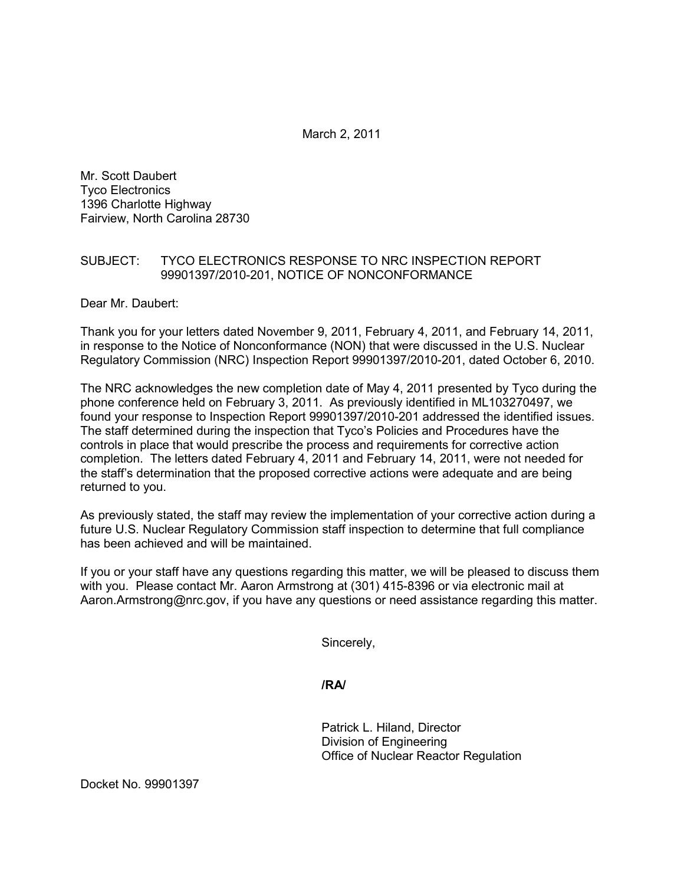March 2, 2011

Mr. Scott Daubert
Tyco Electronics
1396 Charlotte Highway
Fairview, North Carolina 28730

SUBJECT: TYCO ELECTRONICS RESPONSE TO NRC INSPECTION REPORT 99901397/2010-201, NOTICE OF NONCONFORMANCE

Dear Mr. Daubert:

Thank you for your letters dated November 9, 2011, February 4, 2011, and February 14, 2011, in response to the Notice of Nonconformance (NON) that were discussed in the U.S. Nuclear Regulatory Commission (NRC) Inspection Report 99901397/2010-201, dated October 6, 2010.

The NRC acknowledges the new completion date of May 4, 2011 presented by Tyco during the phone conference held on February 3, 2011. As previously identified in ML103270497, we found your response to Inspection Report 99901397/2010-201 addressed the identified issues. The staff determined during the inspection that Tyco's Policies and Procedures have the controls in place that would prescribe the process and requirements for corrective action completion. The letters dated February 4, 2011 and February 14, 2011, were not needed for the staff's determination that the proposed corrective actions were adequate and are being returned to you.

As previously stated, the staff may review the implementation of your corrective action during a future U.S. Nuclear Regulatory Commission staff inspection to determine that full compliance has been achieved and will be maintained.

If you or your staff have any questions regarding this matter, we will be pleased to discuss them with you. Please contact Mr. Aaron Armstrong at (301) 415-8396 or via electronic mail at Aaron.Armstrong@nrc.gov, if you have any questions or need assistance regarding this matter.

Sincerely,

**/RA/**

Patrick L. Hiland, Director
Division of Engineering
Office of Nuclear Reactor Regulation

Docket No. 99901397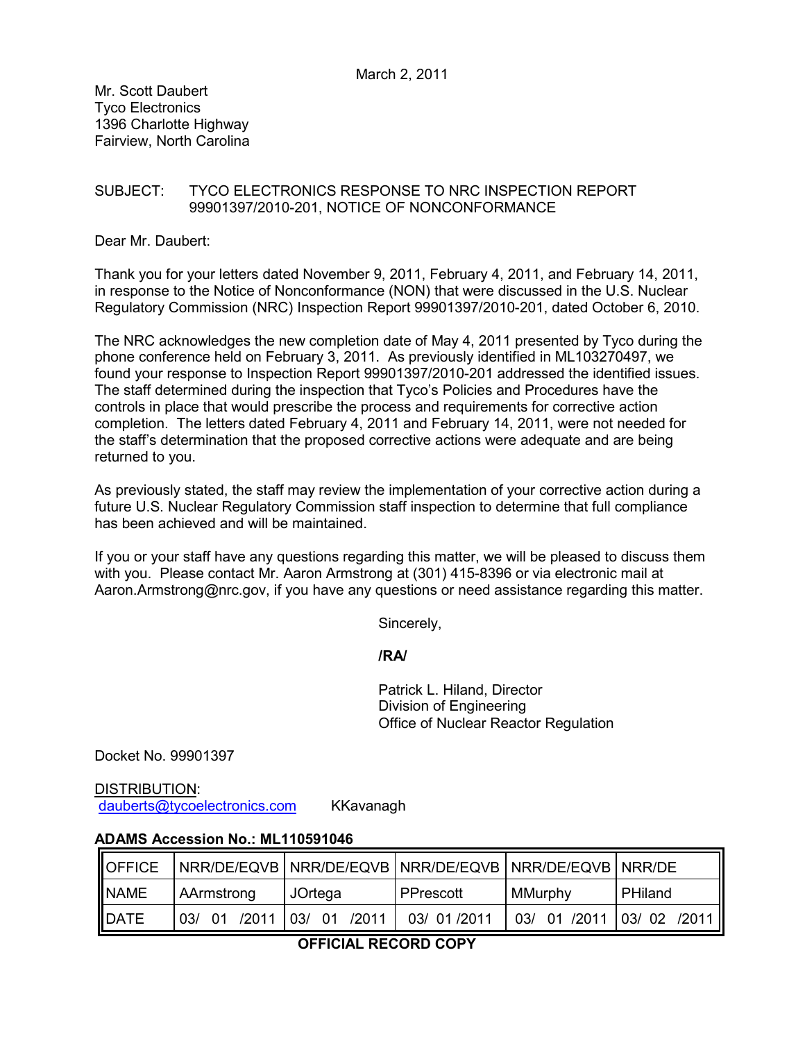March 2, 2011

Mr. Scott Daubert
Tyco Electronics
1396 Charlotte Highway
Fairview, North Carolina

SUBJECT: TYCO ELECTRONICS RESPONSE TO NRC INSPECTION REPORT 99901397/2010-201, NOTICE OF NONCONFORMANCE

Dear Mr. Daubert:

Thank you for your letters dated November 9, 2011, February 4, 2011, and February 14, 2011, in response to the Notice of Nonconformance (NON) that were discussed in the U.S. Nuclear Regulatory Commission (NRC) Inspection Report 99901397/2010-201, dated October 6, 2010.

The NRC acknowledges the new completion date of May 4, 2011 presented by Tyco during the phone conference held on February 3, 2011. As previously identified in ML103270497, we found your response to Inspection Report 99901397/2010-201 addressed the identified issues. The staff determined during the inspection that Tyco's Policies and Procedures have the controls in place that would prescribe the process and requirements for corrective action completion. The letters dated February 4, 2011 and February 14, 2011, were not needed for the staff's determination that the proposed corrective actions were adequate and are being returned to you.

As previously stated, the staff may review the implementation of your corrective action during a future U.S. Nuclear Regulatory Commission staff inspection to determine that full compliance has been achieved and will be maintained.

If you or your staff have any questions regarding this matter, we will be pleased to discuss them with you. Please contact Mr. Aaron Armstrong at (301) 415-8396 or via electronic mail at Aaron.Armstrong@nrc.gov, if you have any questions or need assistance regarding this matter.

Sincerely,

**/RA/**

Patrick L. Hiland, Director
Division of Engineering
Office of Nuclear Reactor Regulation

Docket No. 99901397

DISTRIBUTION:
dauberts@tycoelectronics.com KKavanagh

**ADAMS Accession No.: ML110591046**

| OFFICE | NRR/DE/EQVB | NRR/DE/EQVB | NRR/DE/EQVB | NRR/DE/EQVB | NRR/DE |
|---|---|---|---|---|---|
| NAME | AArmstrong | JOrtega | PPrescott | MMurphy | PHiland |
| DATE | 03/ 01 /2011 | 03/ 01 /2011 | 03/ 01 /2011 | 03/ 01 /2011 | 03/ 02 /2011 |

**OFFICIAL RECORD COPY**